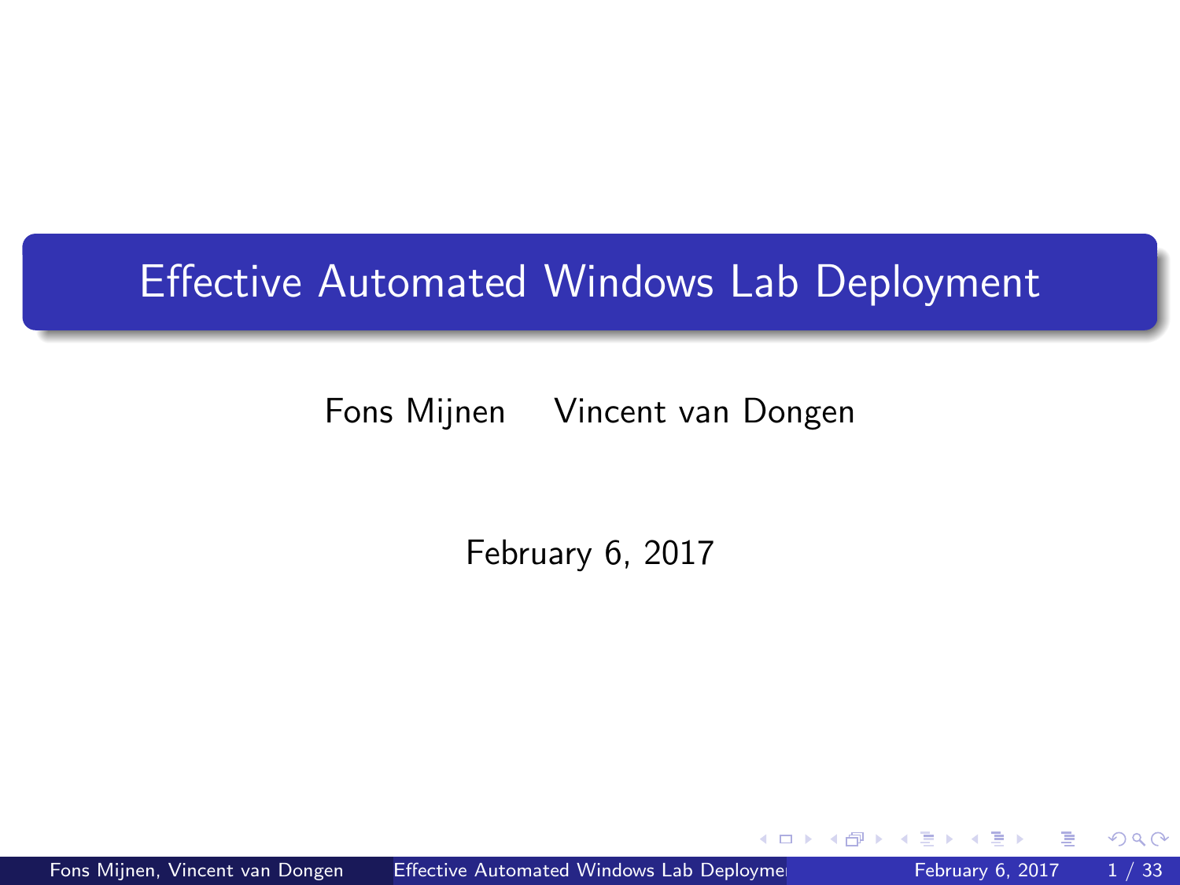# Effective Automated Windows Lab Deployment

Fons Mijnen    Vincent van Dongen

February 6, 2017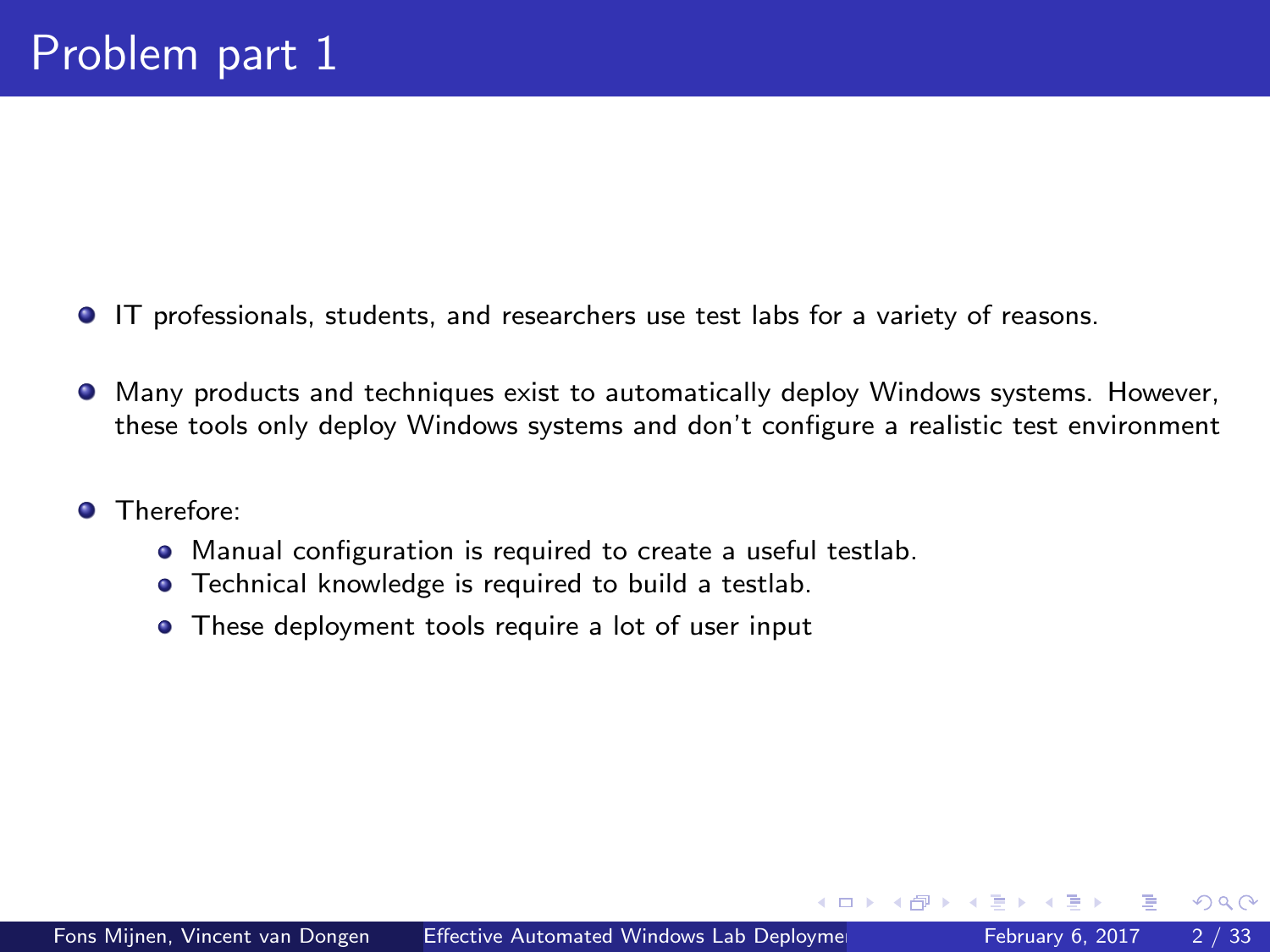# Problem part 1

- IT professionals, students, and researchers use test labs for a variety of reasons.
- Many products and techniques exist to automatically deploy Windows systems. However, these tools only deploy Windows systems and don't configure a realistic test environment
- Therefore:
  - Manual configuration is required to create a useful testlab.
  - Technical knowledge is required to build a testlab.
  - These deployment tools require a lot of user input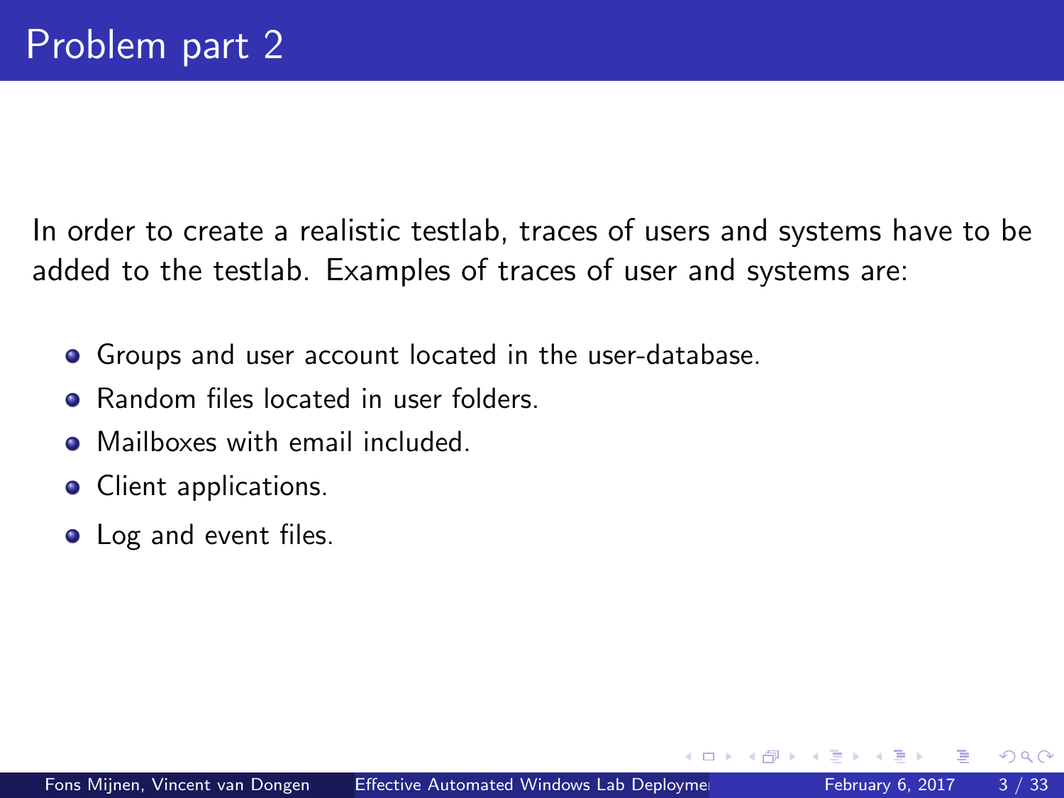# Problem part 2

In order to create a realistic testlab, traces of users and systems have to be added to the testlab. Examples of traces of user and systems are:

- Groups and user account located in the user-database.
- Random files located in user folders.
- Mailboxes with email included.
- Client applications.
- Log and event files.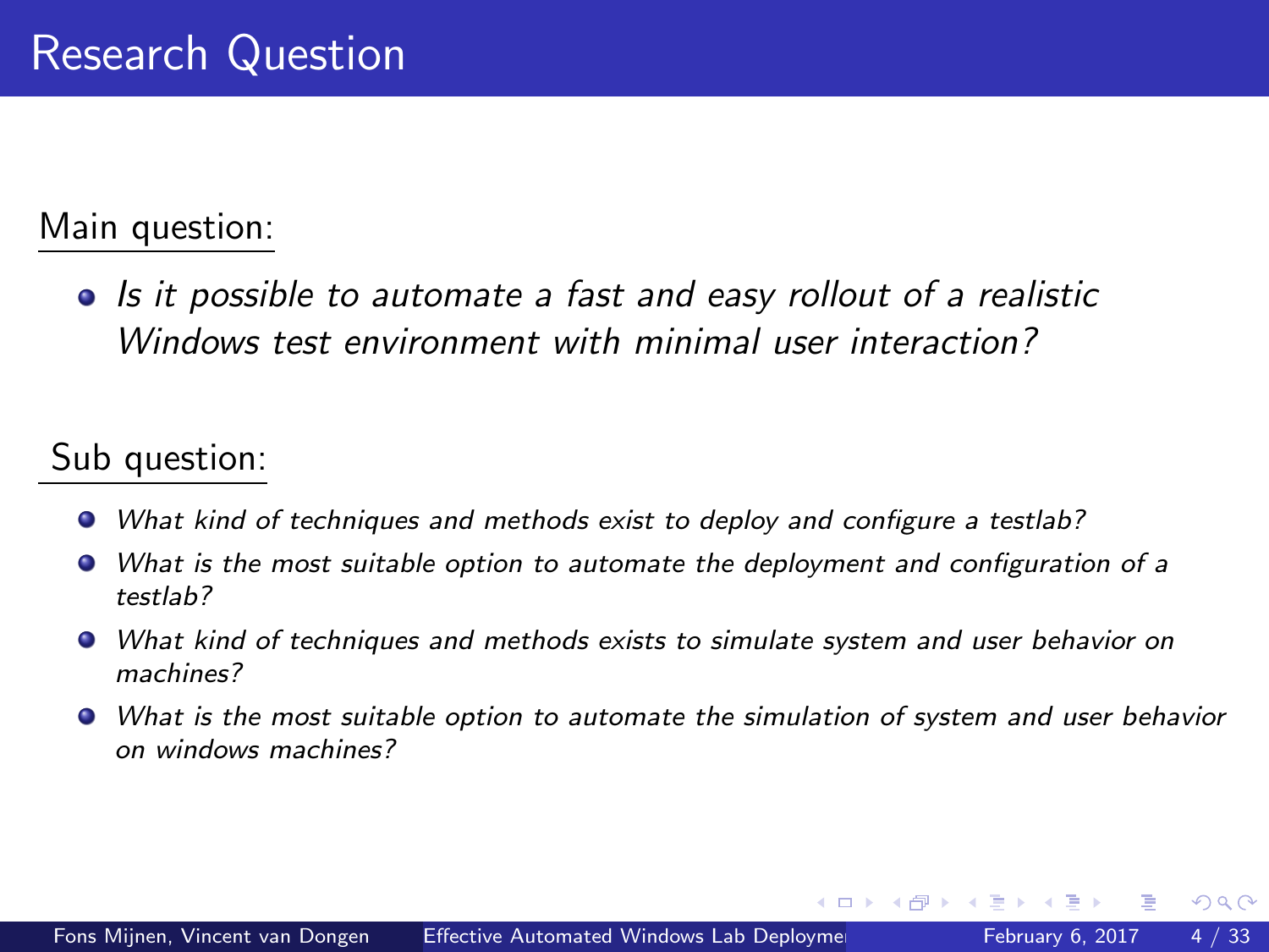# Research Question

Main question:

- *Is it possible to automate a fast and easy rollout of a realistic Windows test environment with minimal user interaction?*

Sub question:

- *What kind of techniques and methods exist to deploy and configure a testlab?*
- *What is the most suitable option to automate the deployment and configuration of a testlab?*
- *What kind of techniques and methods exists to simulate system and user behavior on machines?*
- *What is the most suitable option to automate the simulation of system and user behavior on windows machines?*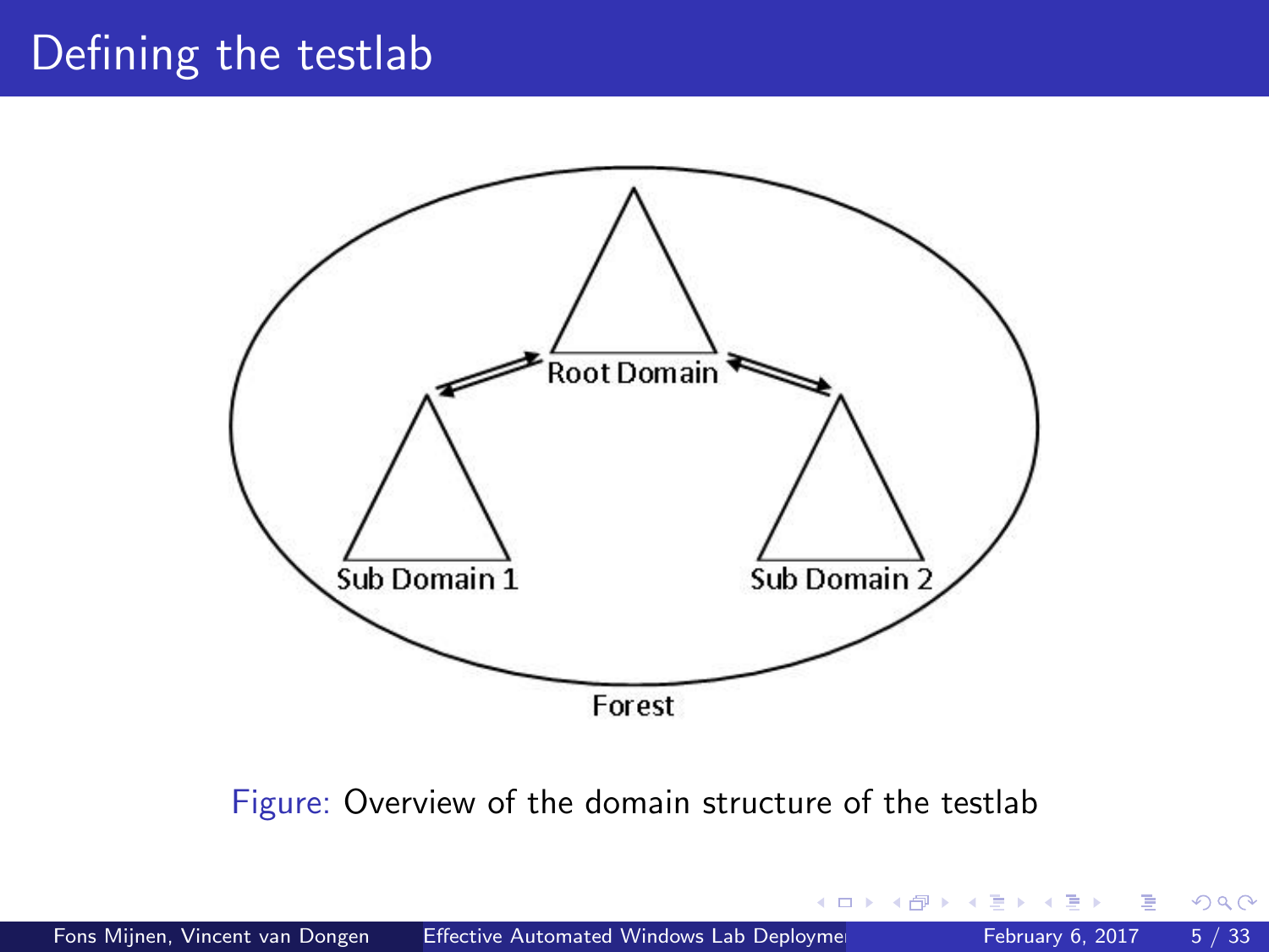# Defining the testlab

Root Domain

Sub Domain 1

Sub Domain 2

Forest

Figure: Overview of the domain structure of the testlab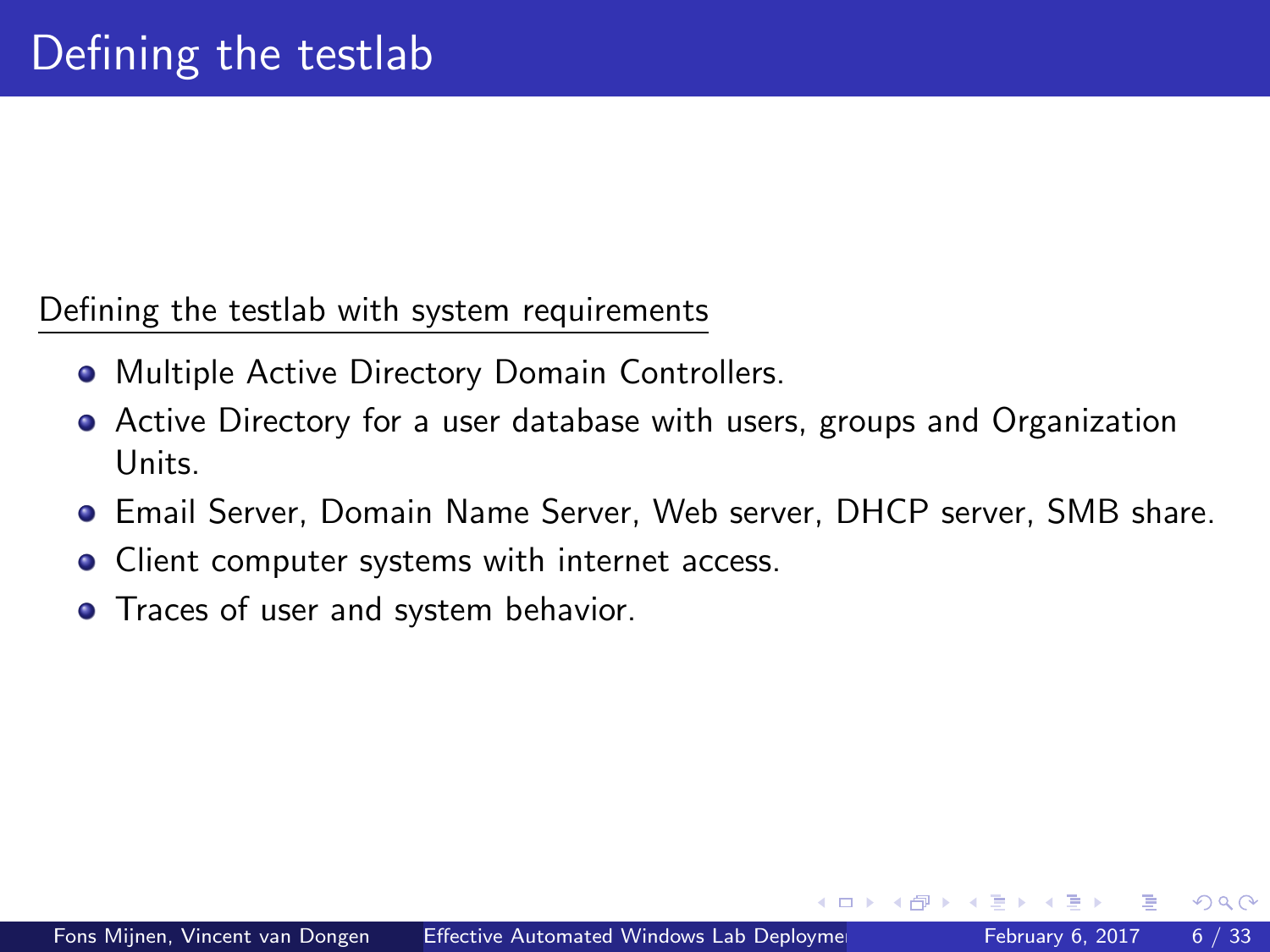# Defining the testlab

Defining the testlab with system requirements

- Multiple Active Directory Domain Controllers.
- Active Directory for a user database with users, groups and Organization Units.
- Email Server, Domain Name Server, Web server, DHCP server, SMB share.
- Client computer systems with internet access.
- Traces of user and system behavior.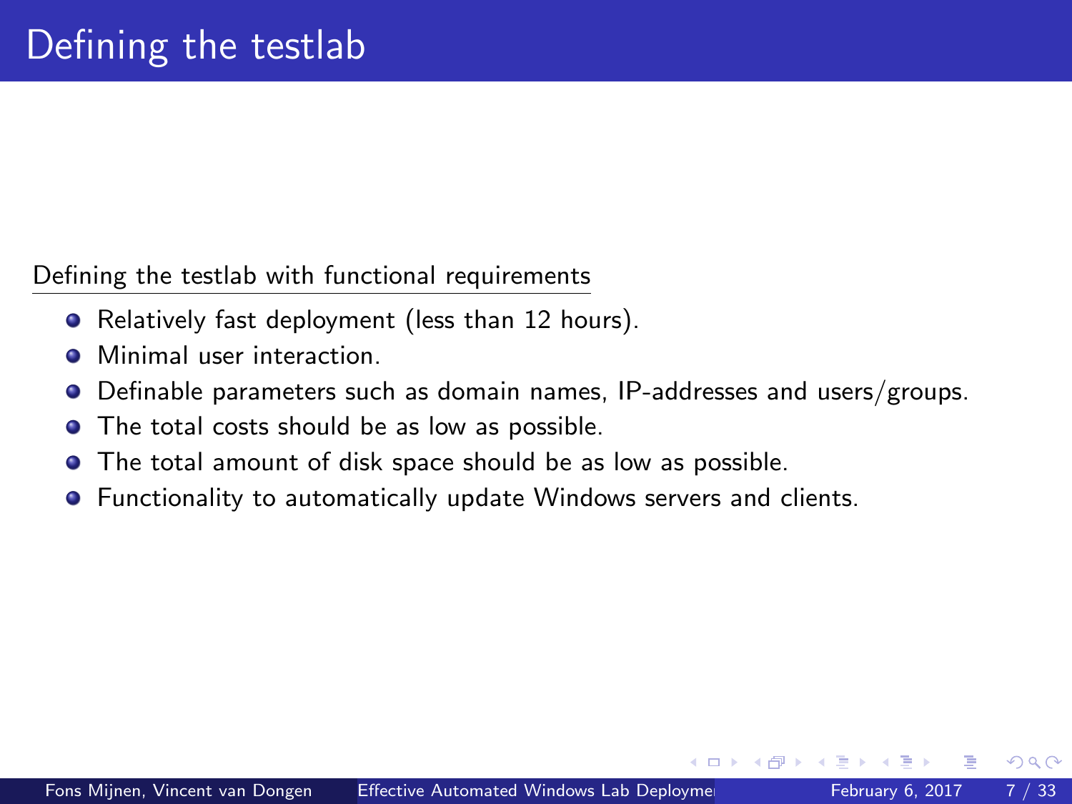# Defining the testlab

Defining the testlab with functional requirements

- Relatively fast deployment (less than 12 hours).
- Minimal user interaction.
- Definable parameters such as domain names, IP-addresses and users/groups.
- The total costs should be as low as possible.
- The total amount of disk space should be as low as possible.
- Functionality to automatically update Windows servers and clients.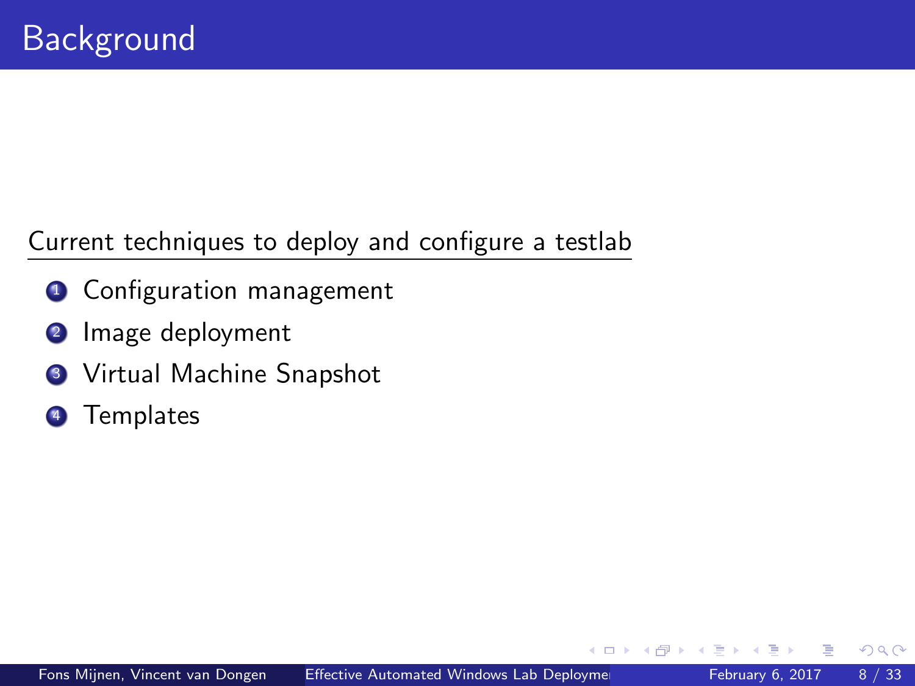# Background

Current techniques to deploy and configure a testlab

1. Configuration management
2. Image deployment
3. Virtual Machine Snapshot
4. Templates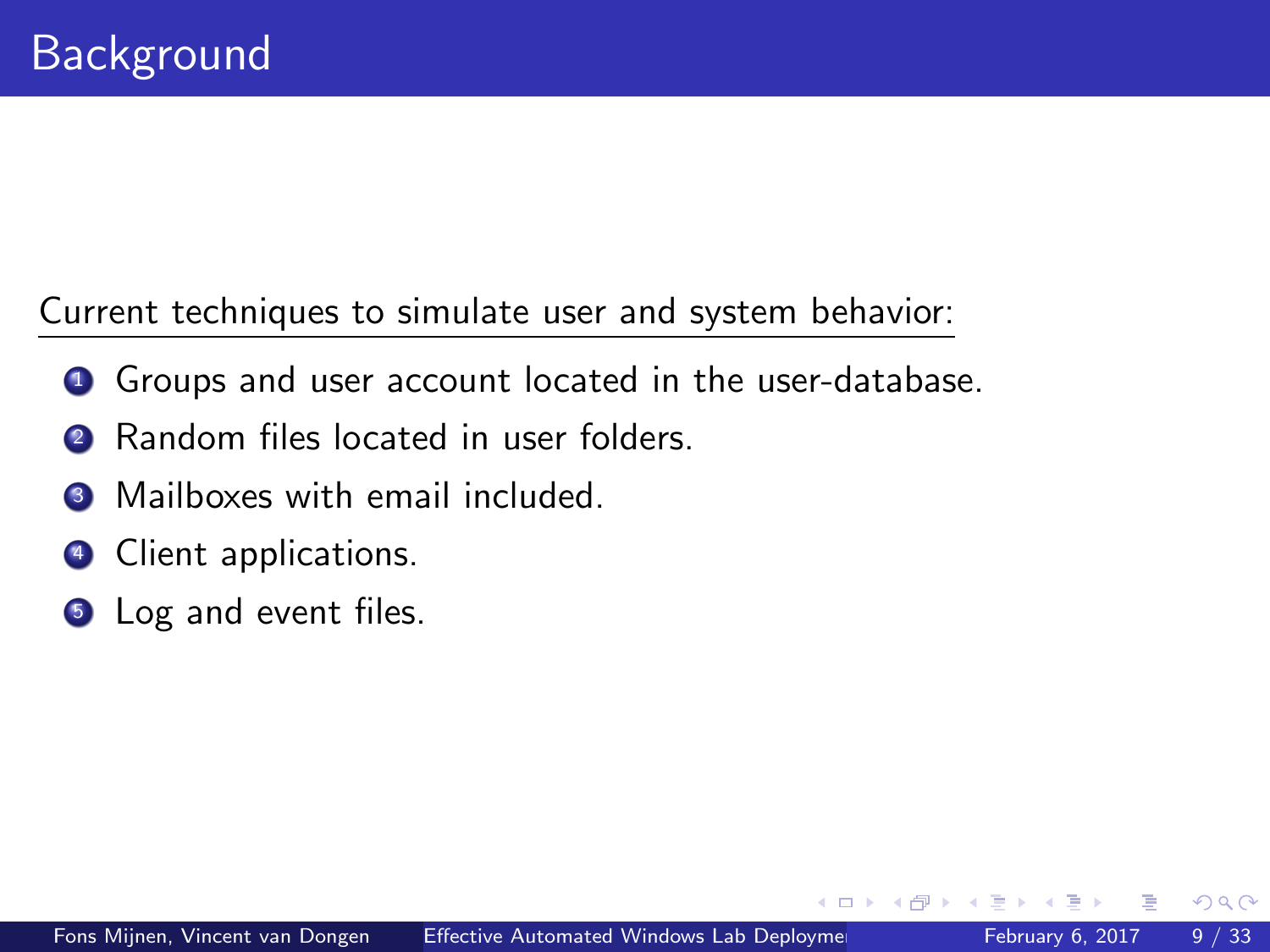# Background

Current techniques to simulate user and system behavior:

1. Groups and user account located in the user-database.
2. Random files located in user folders.
3. Mailboxes with email included.
4. Client applications.
5. Log and event files.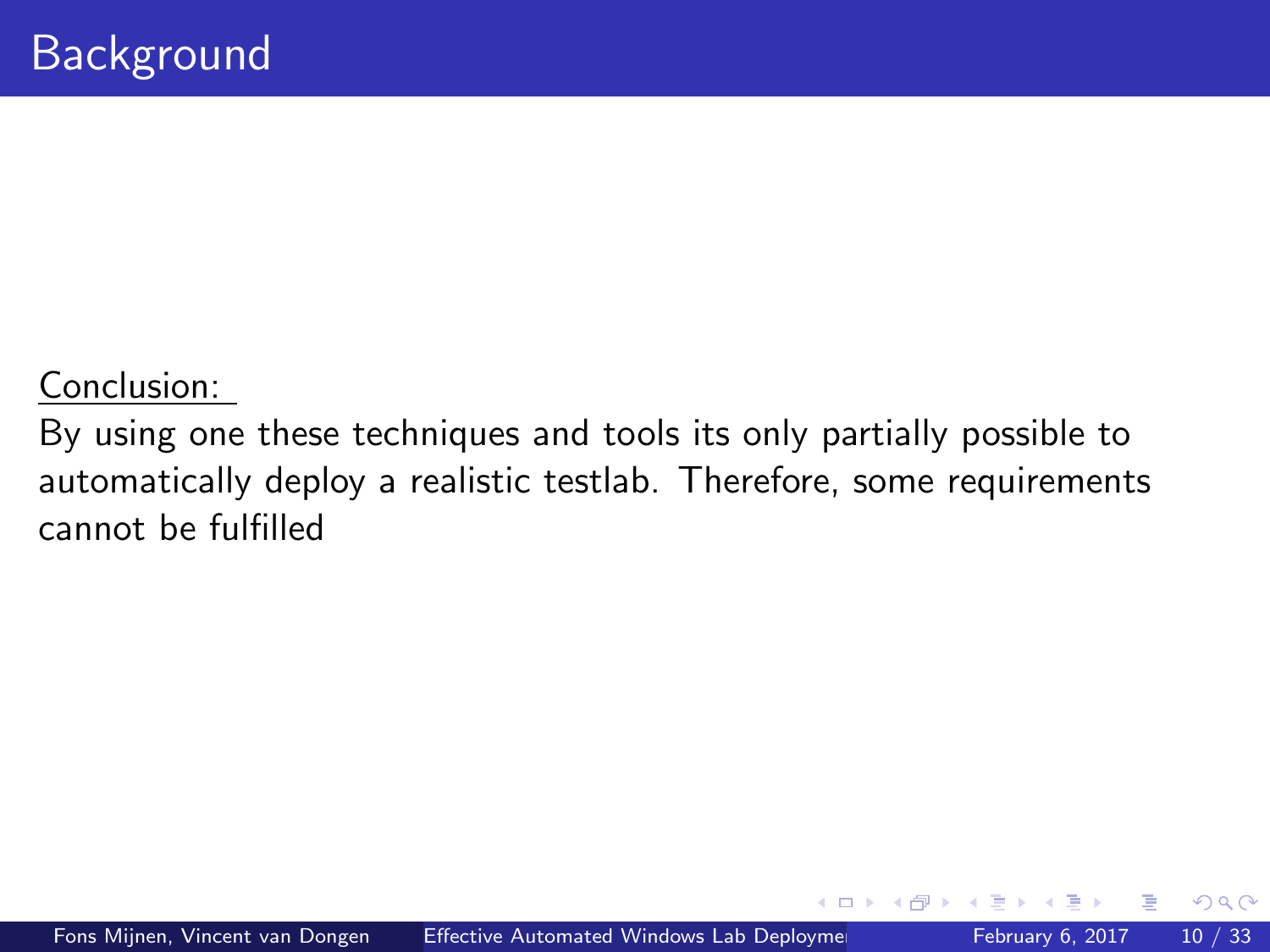# Background

Conclusion:

By using one these techniques and tools its only partially possible to automatically deploy a realistic testlab. Therefore, some requirements cannot be fulfilled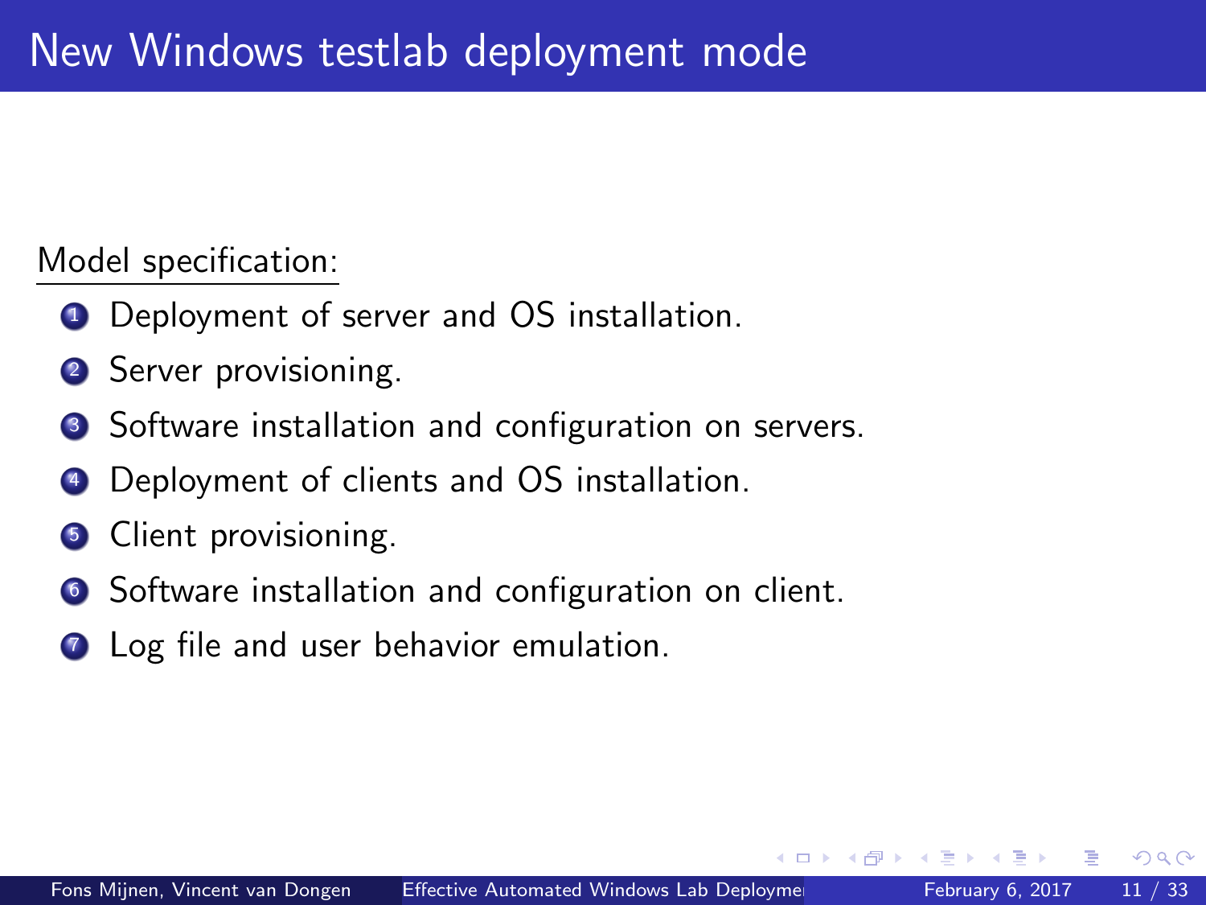# New Windows testlab deployment mode

Model specification:

1. Deployment of server and OS installation.
2. Server provisioning.
3. Software installation and configuration on servers.
4. Deployment of clients and OS installation.
5. Client provisioning.
6. Software installation and configuration on client.
7. Log file and user behavior emulation.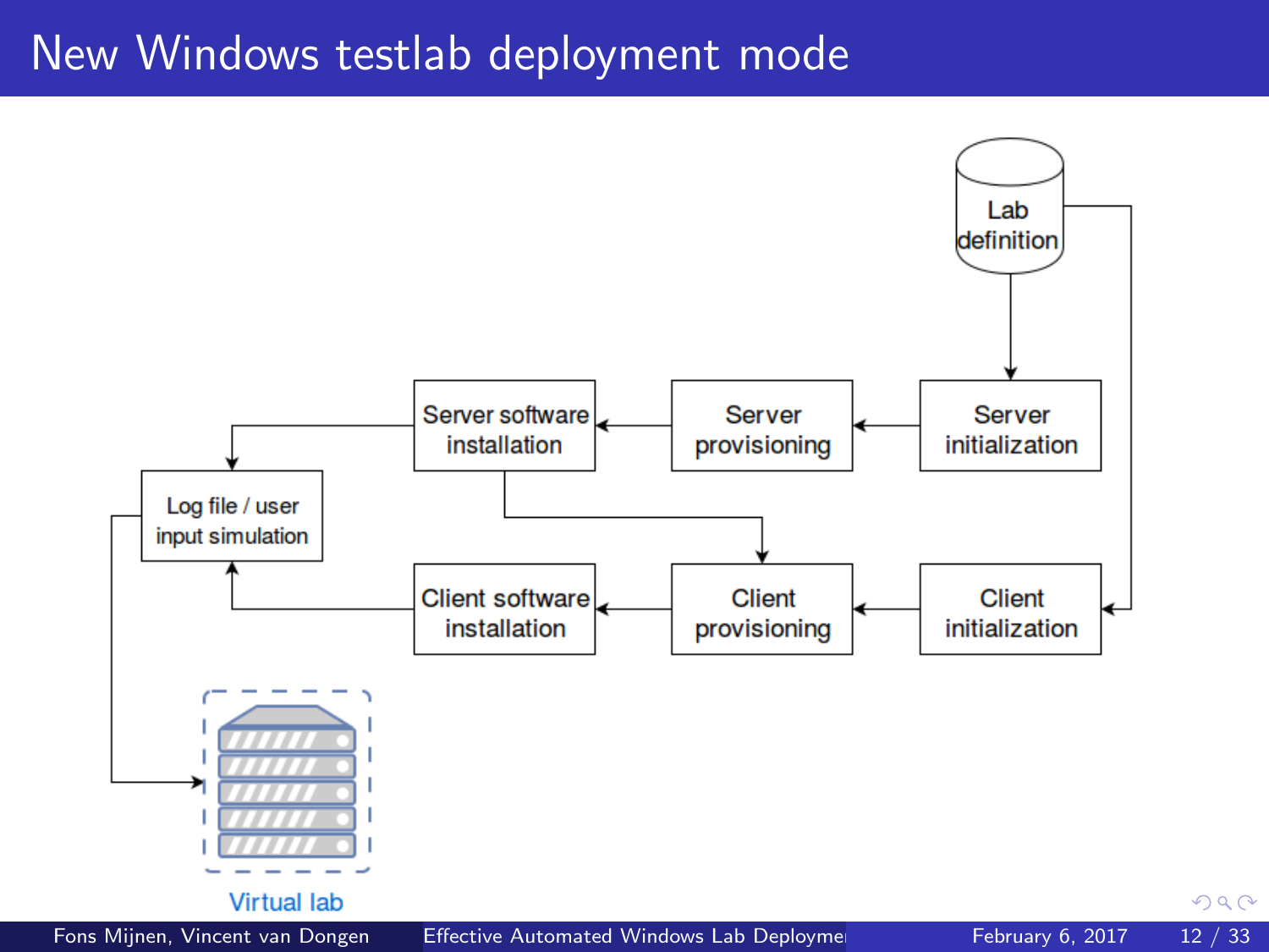# New Windows testlab deployment mode

Lab definition

Server initialization

Server provisioning

Server software installation

Client initialization

Client provisioning

Client software installation

Log file / user input simulation

Virtual lab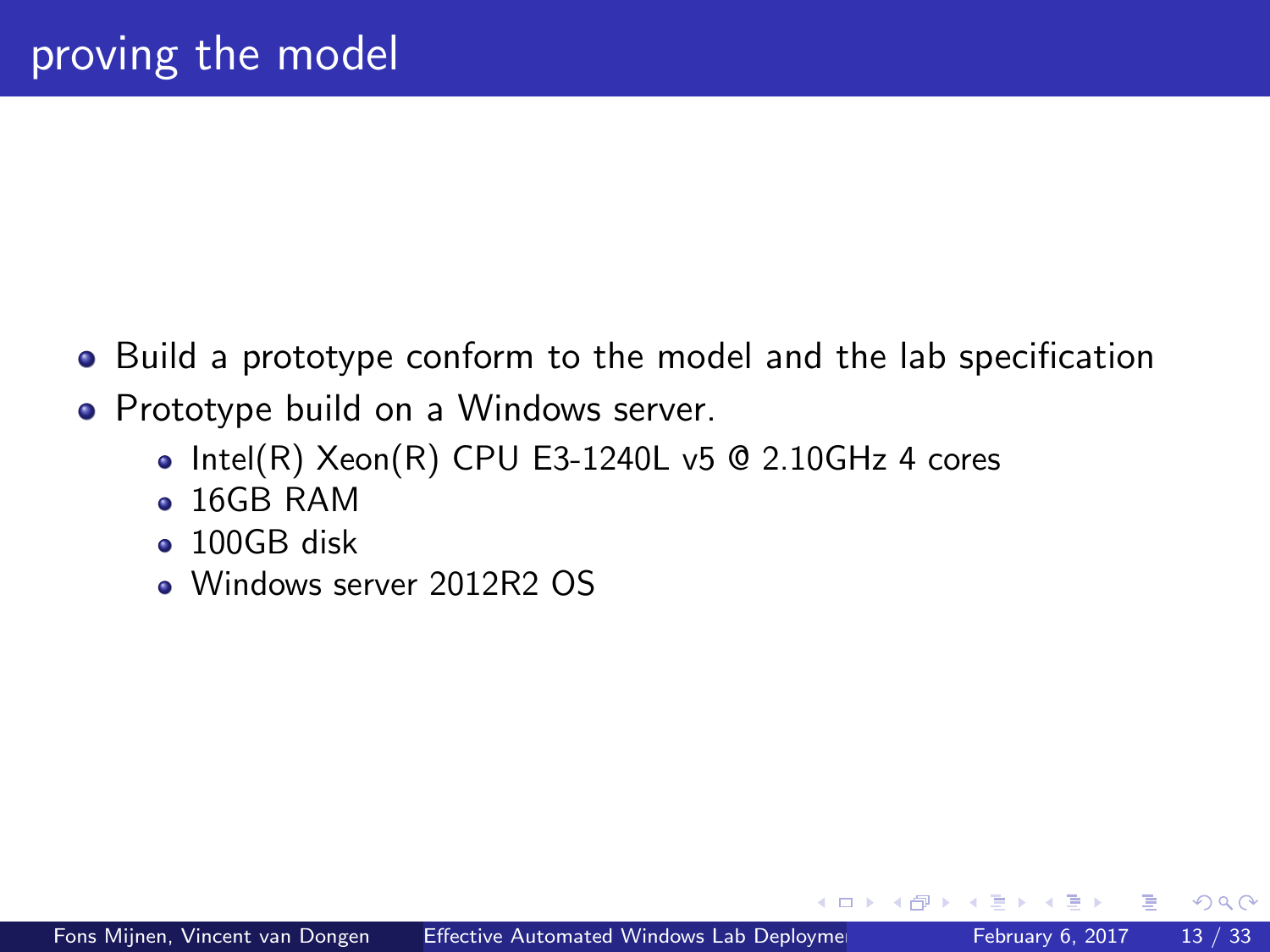# proving the model

- Build a prototype conform to the model and the lab specification
- Prototype build on a Windows server.
  - Intel(R) Xeon(R) CPU E3-1240L v5 @ 2.10GHz 4 cores
  - 16GB RAM
  - 100GB disk
  - Windows server 2012R2 OS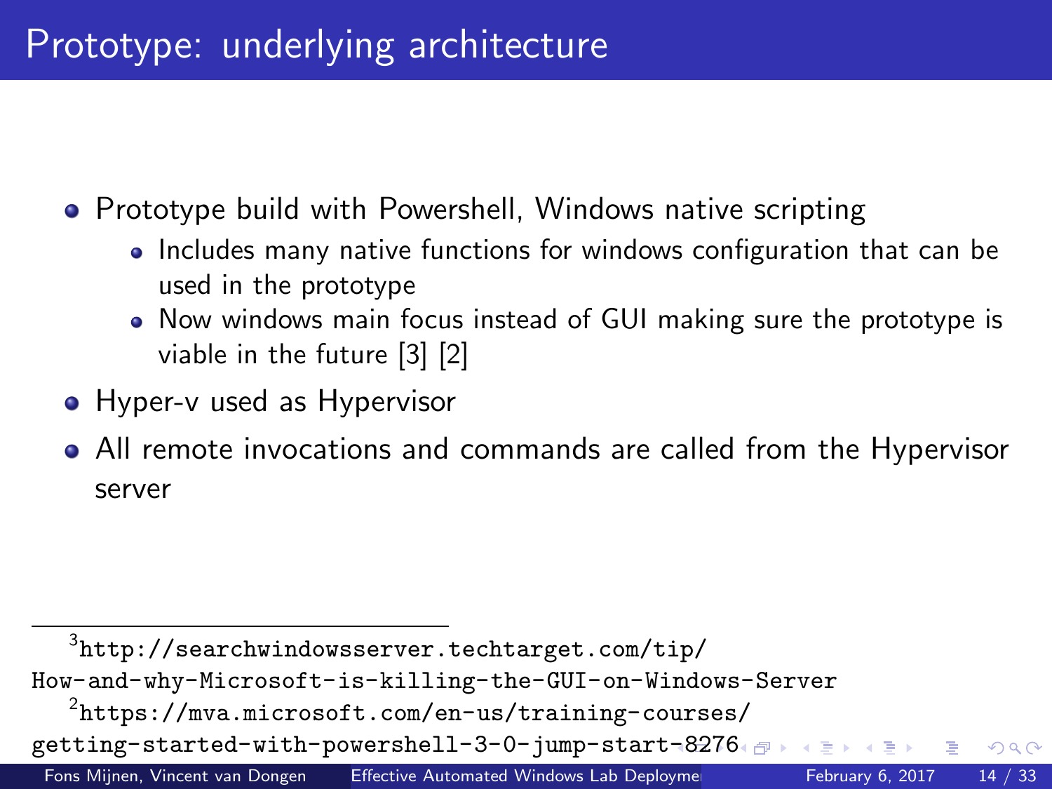# Prototype: underlying architecture

- Prototype build with Powershell, Windows native scripting
  - Includes many native functions for windows configuration that can be used in the prototype
  - Now windows main focus instead of GUI making sure the prototype is viable in the future [3] [2]
- Hyper-v used as Hypervisor
- All remote invocations and commands are called from the Hypervisor server

---

[3] http://searchwindowsserver.techtarget.com/tip/How-and-why-Microsoft-is-killing-the-GUI-on-Windows-Server

[2] https://mva.microsoft.com/en-us/training-courses/getting-started-with-powershell-3-0-jump-start-8276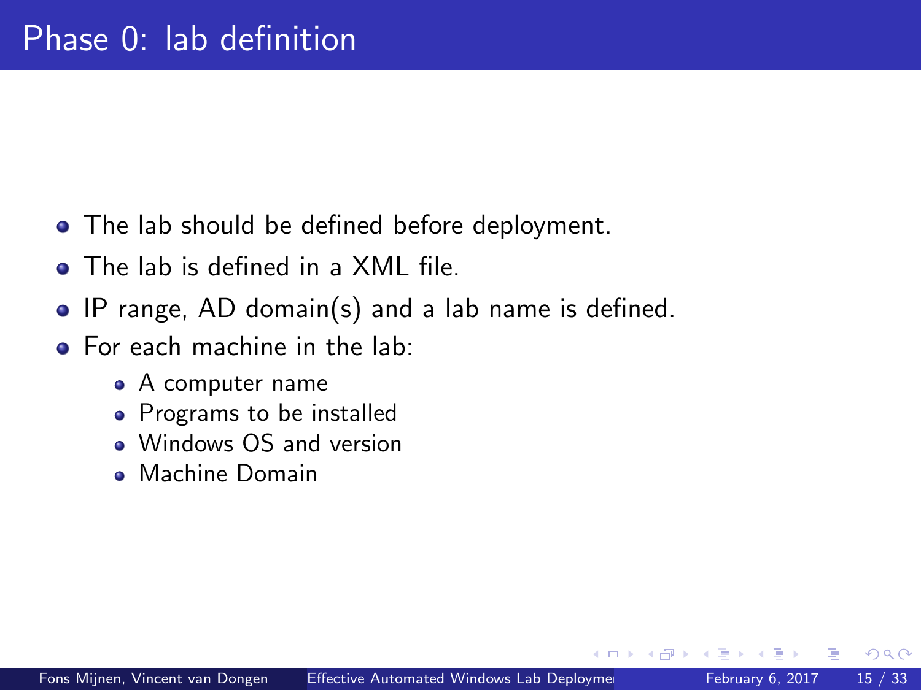# Phase 0: lab definition

- The lab should be defined before deployment.
- The lab is defined in a XML file.
- IP range, AD domain(s) and a lab name is defined.
- For each machine in the lab:
  - A computer name
  - Programs to be installed
  - Windows OS and version
  - Machine Domain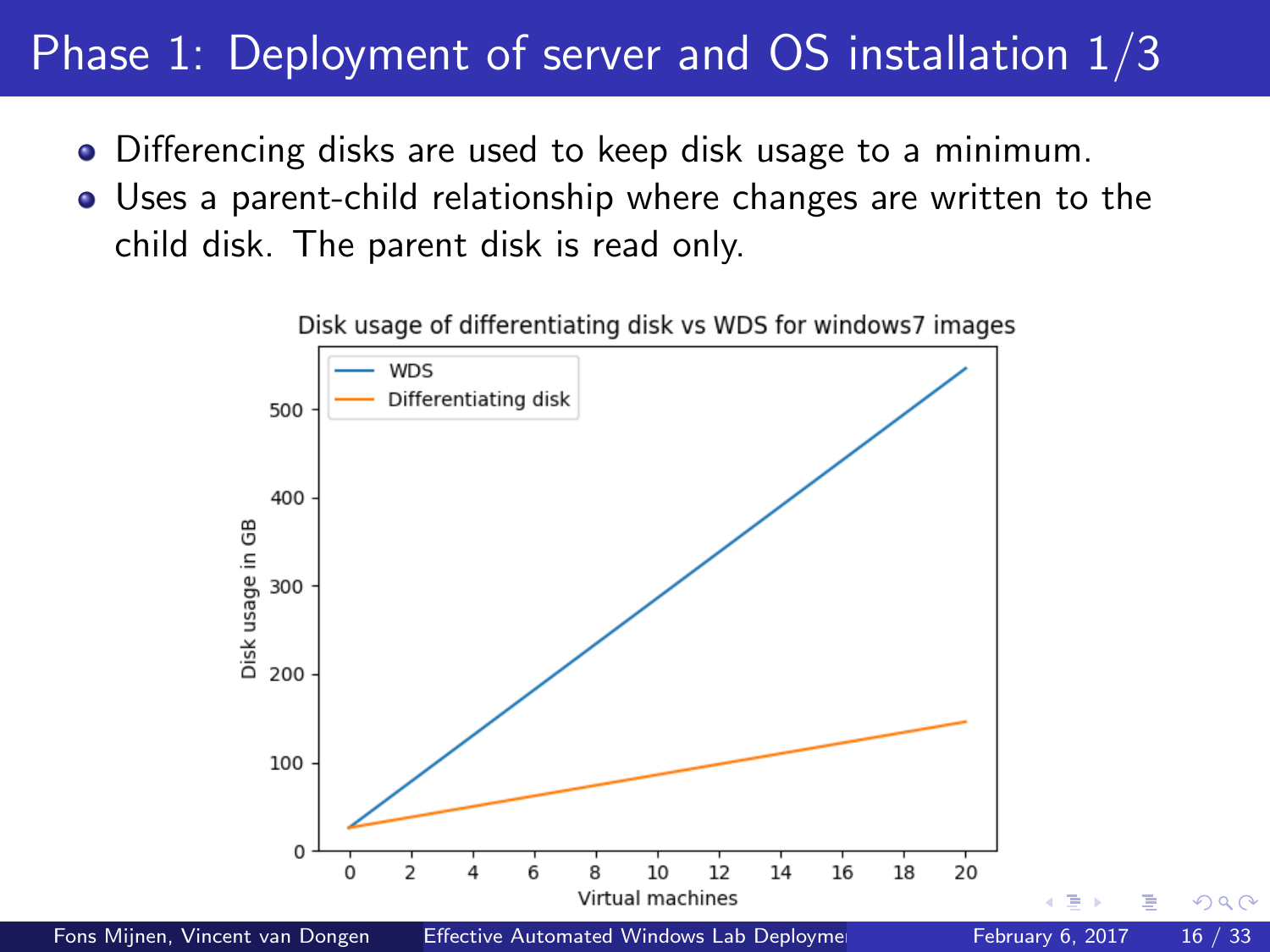# Phase 1: Deployment of server and OS installation 1/3

- Differencing disks are used to keep disk usage to a minimum.
- Uses a parent-child relationship where changes are written to the child disk. The parent disk is read only.

Disk usage of differentiating disk vs WDS for windows7 images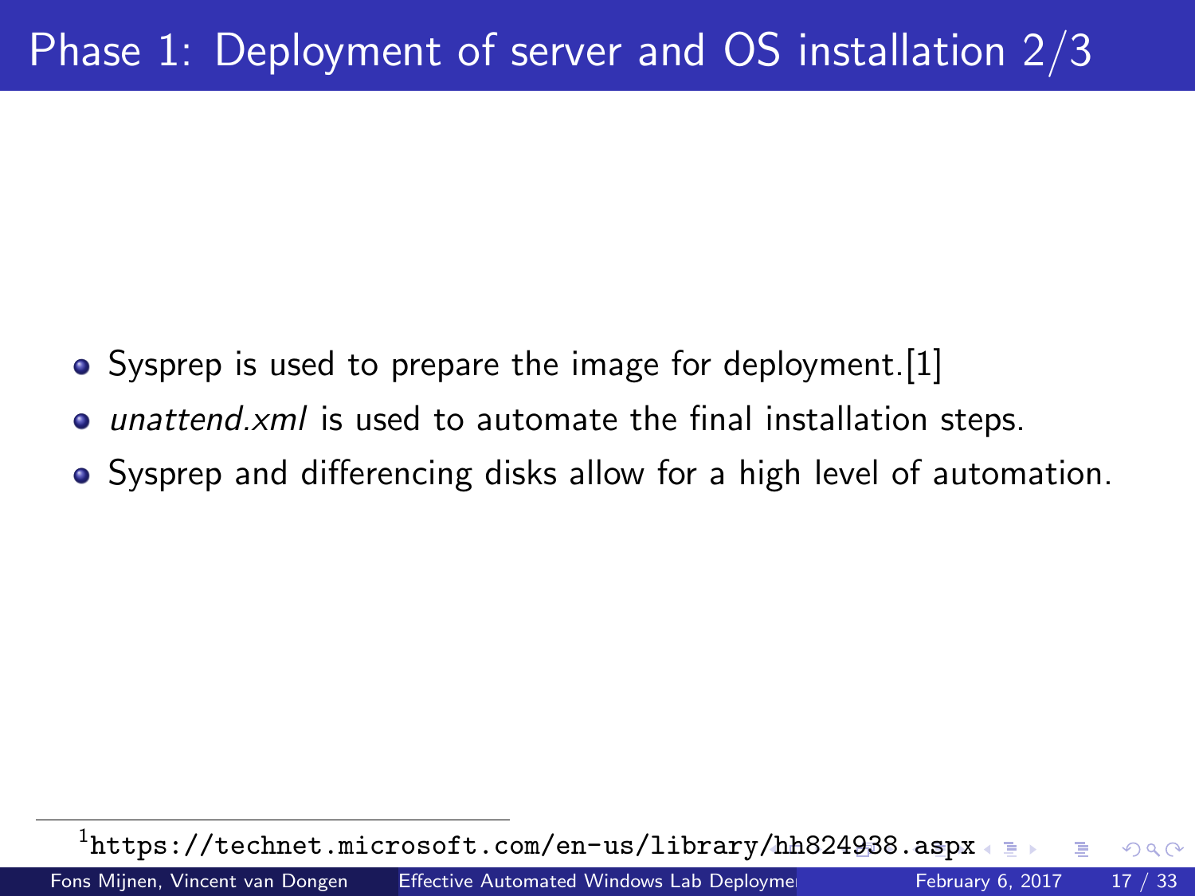# Phase 1: Deployment of server and OS installation 2/3

- Sysprep is used to prepare the image for deployment.[1]
- *unattend.xml* is used to automate the final installation steps.
- Sysprep and differencing disks allow for a high level of automation.

[1] https://technet.microsoft.com/en-us/library/hh824938.aspx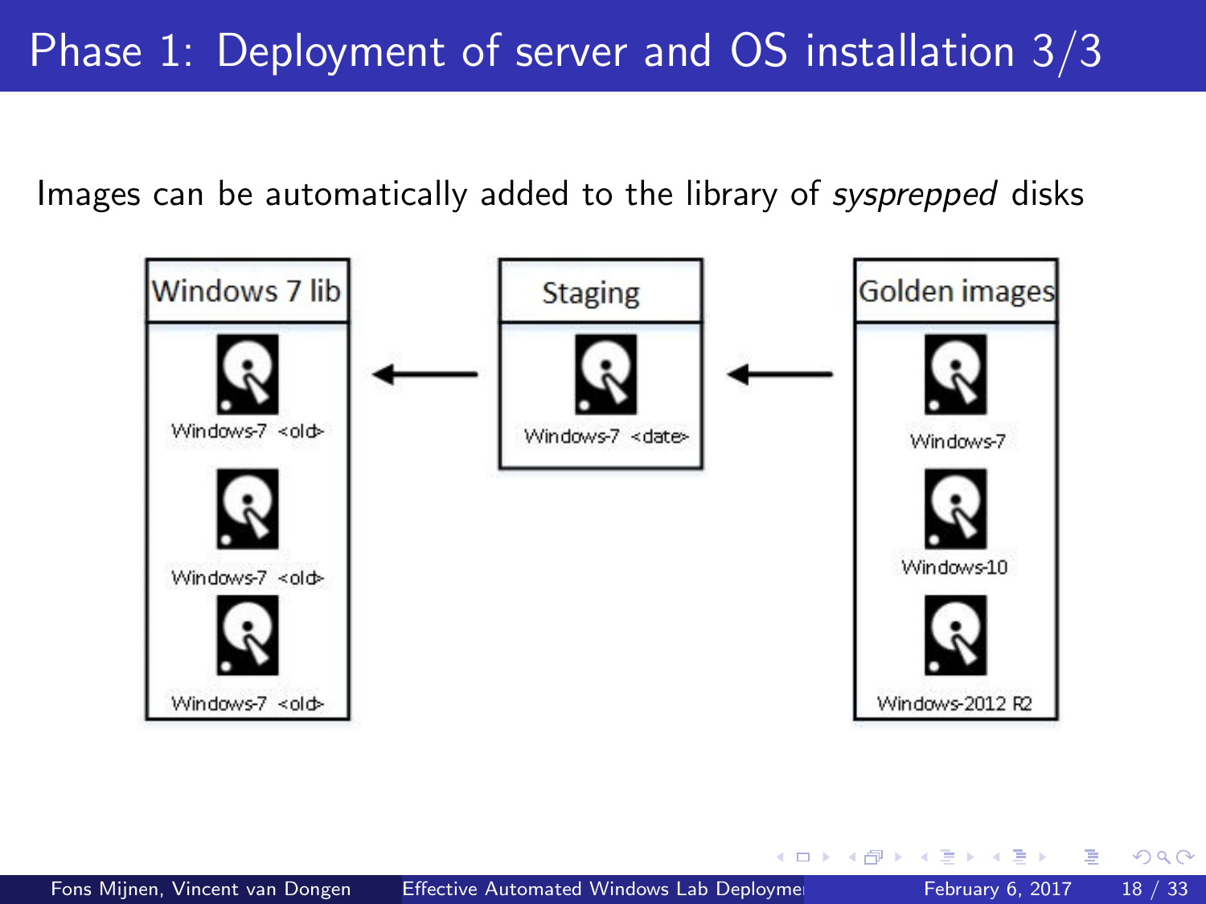# Phase 1: Deployment of server and OS installation 3/3

Images can be automatically added to the library of *sysprepped* disks

| Windows 7 lib | | Staging | | Golden images |
|---|---|---|---|---|
| Windows-7 <old> | ← | Windows-7 <date> | ← | Windows-7 |
| Windows-7 <old> | | | | Windows-10 |
| Windows-7 <old> | | | | Windows-2012 R2 |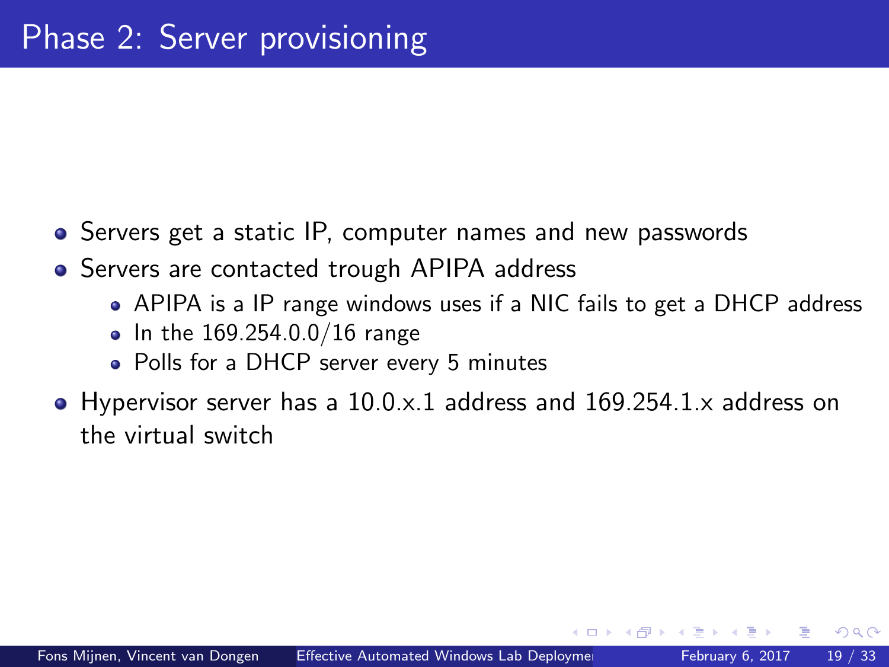# Phase 2: Server provisioning

- Servers get a static IP, computer names and new passwords
- Servers are contacted trough APIPA address
  - APIPA is a IP range windows uses if a NIC fails to get a DHCP address
  - In the 169.254.0.0/16 range
  - Polls for a DHCP server every 5 minutes
- Hypervisor server has a 10.0.x.1 address and 169.254.1.x address on the virtual switch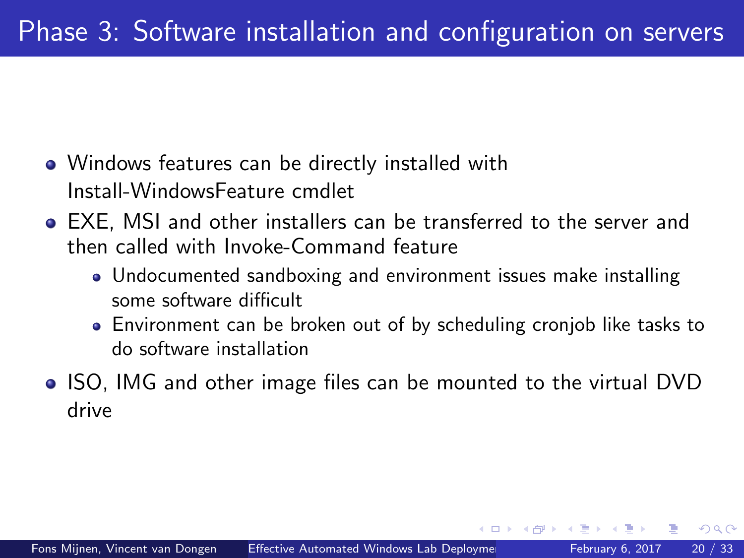# Phase 3: Software installation and configuration on servers

- Windows features can be directly installed with Install-WindowsFeature cmdlet
- EXE, MSI and other installers can be transferred to the server and then called with Invoke-Command feature
  - Undocumented sandboxing and environment issues make installing some software difficult
  - Environment can be broken out of by scheduling cronjob like tasks to do software installation
- ISO, IMG and other image files can be mounted to the virtual DVD drive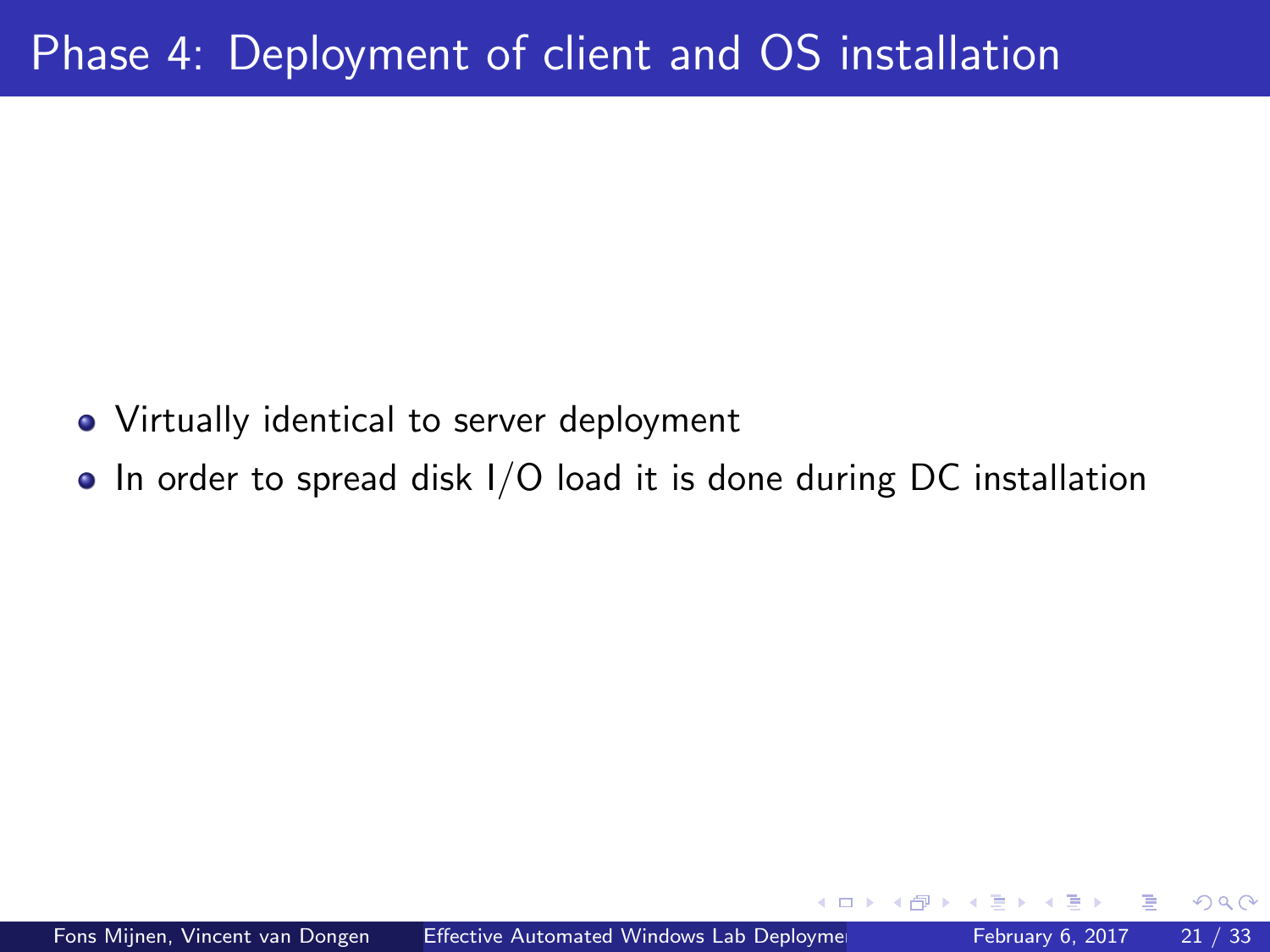# Phase 4: Deployment of client and OS installation

- Virtually identical to server deployment
- In order to spread disk I/O load it is done during DC installation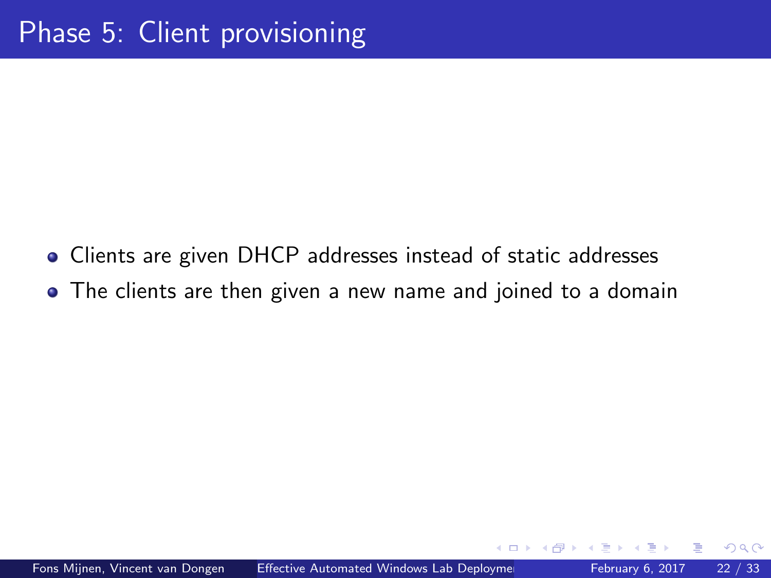# Phase 5: Client provisioning

- Clients are given DHCP addresses instead of static addresses
- The clients are then given a new name and joined to a domain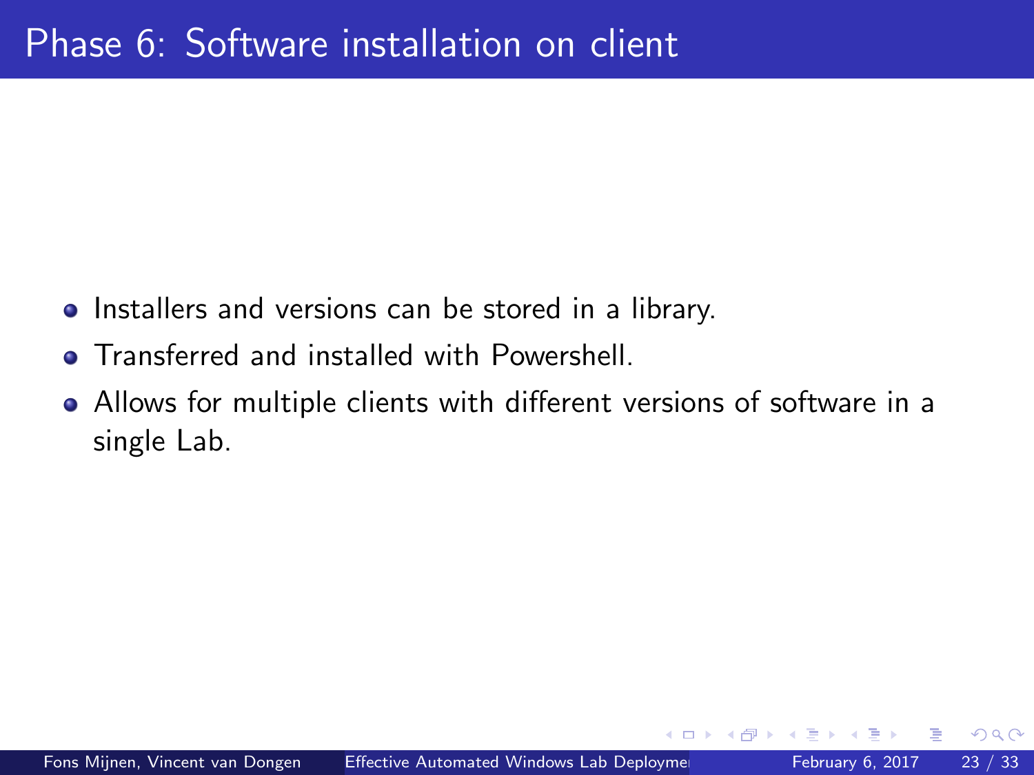# Phase 6: Software installation on client

- Installers and versions can be stored in a library.
- Transferred and installed with Powershell.
- Allows for multiple clients with different versions of software in a single Lab.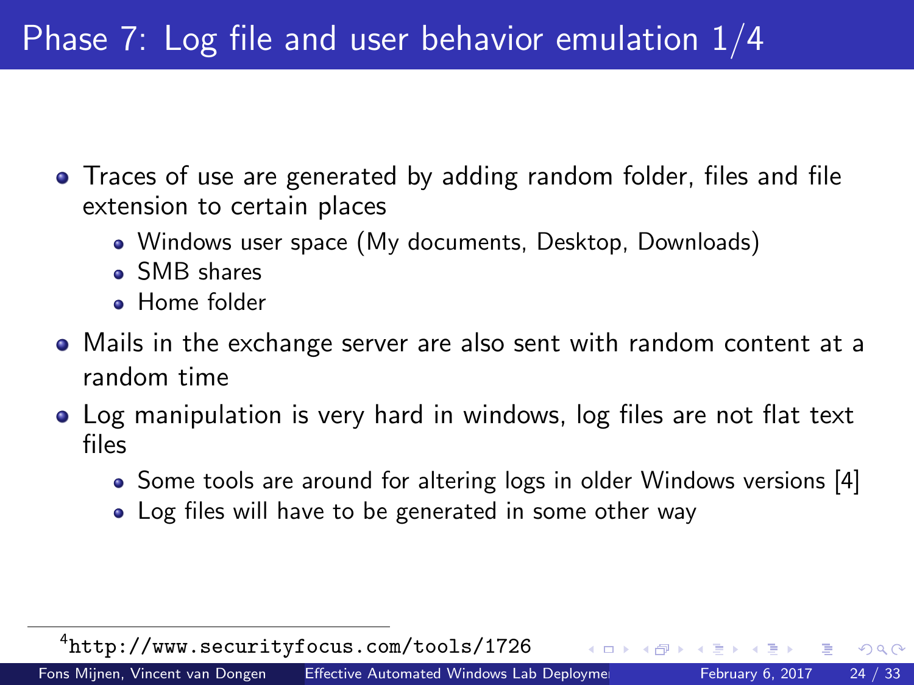# Phase 7: Log file and user behavior emulation 1/4

- Traces of use are generated by adding random folder, files and file extension to certain places
  - Windows user space (My documents, Desktop, Downloads)
  - SMB shares
  - Home folder
- Mails in the exchange server are also sent with random content at a random time
- Log manipulation is very hard in windows, log files are not flat text files
  - Some tools are around for altering logs in older Windows versions [4]
  - Log files will have to be generated in some other way

[4] http://www.securityfocus.com/tools/1726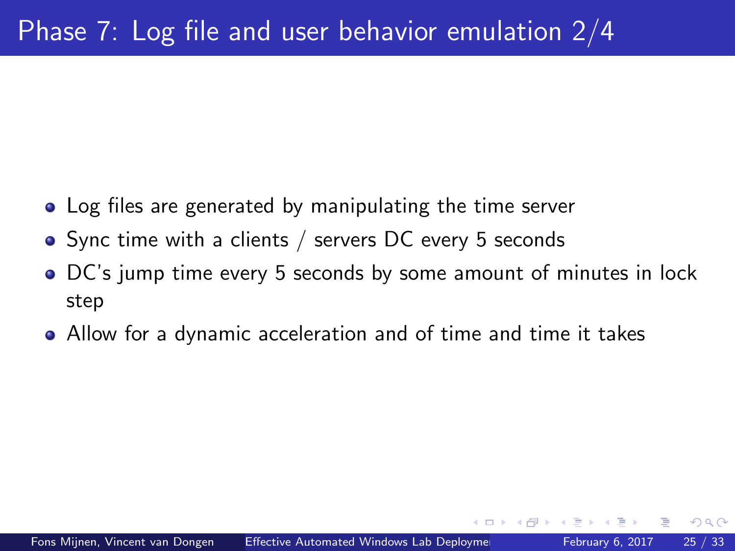# Phase 7: Log file and user behavior emulation 2/4

- Log files are generated by manipulating the time server
- Sync time with a clients / servers DC every 5 seconds
- DC's jump time every 5 seconds by some amount of minutes in lock step
- Allow for a dynamic acceleration and of time and time it takes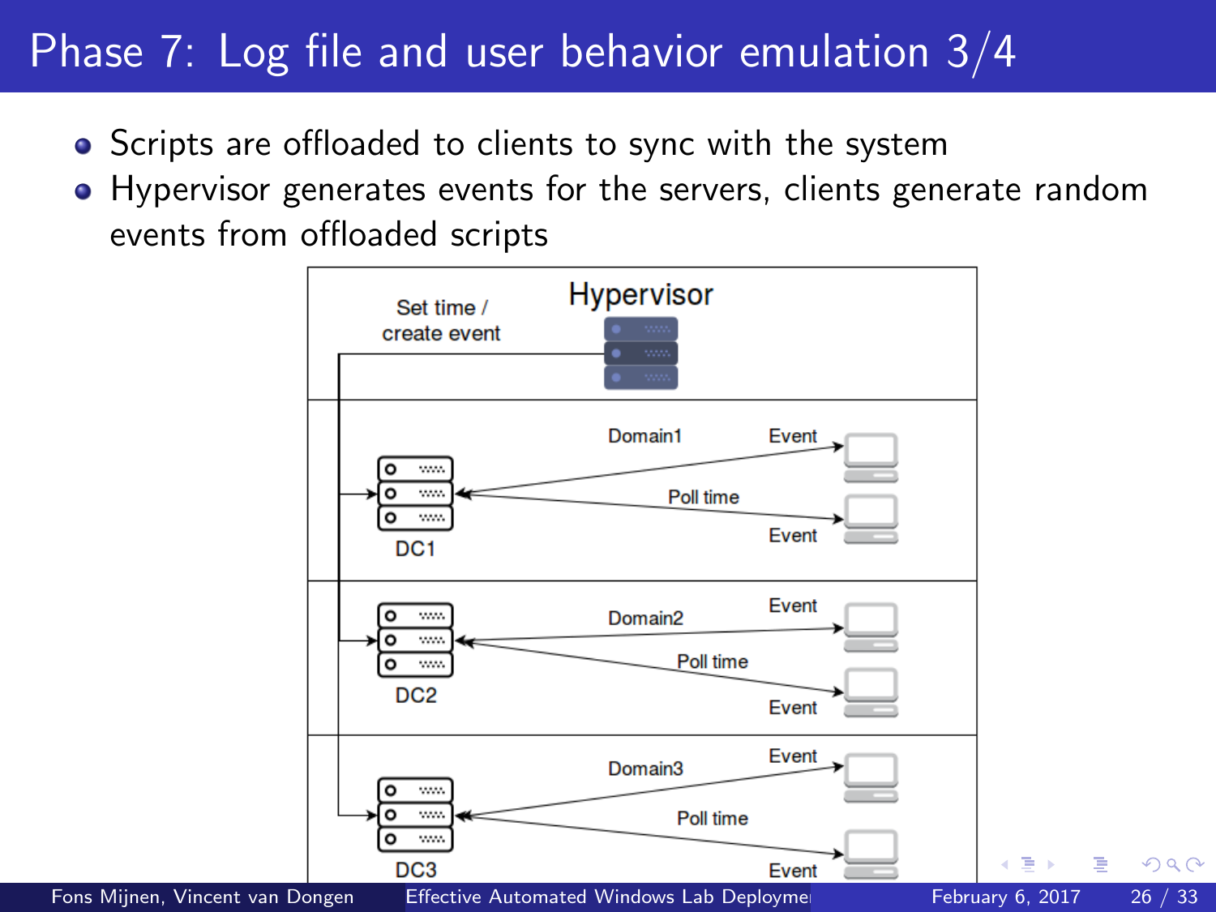# Phase 7: Log file and user behavior emulation 3/4

- Scripts are offloaded to clients to sync with the system
- Hypervisor generates events for the servers, clients generate random events from offloaded scripts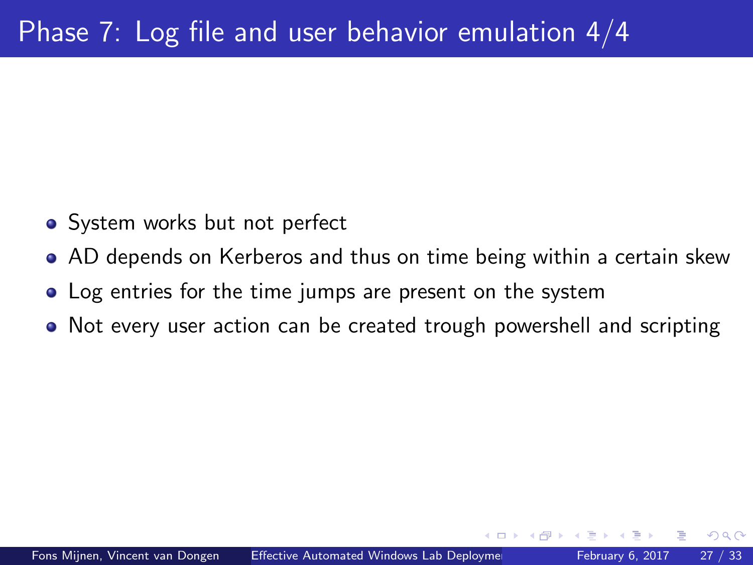# Phase 7: Log file and user behavior emulation 4/4

- System works but not perfect
- AD depends on Kerberos and thus on time being within a certain skew
- Log entries for the time jumps are present on the system
- Not every user action can be created trough powershell and scripting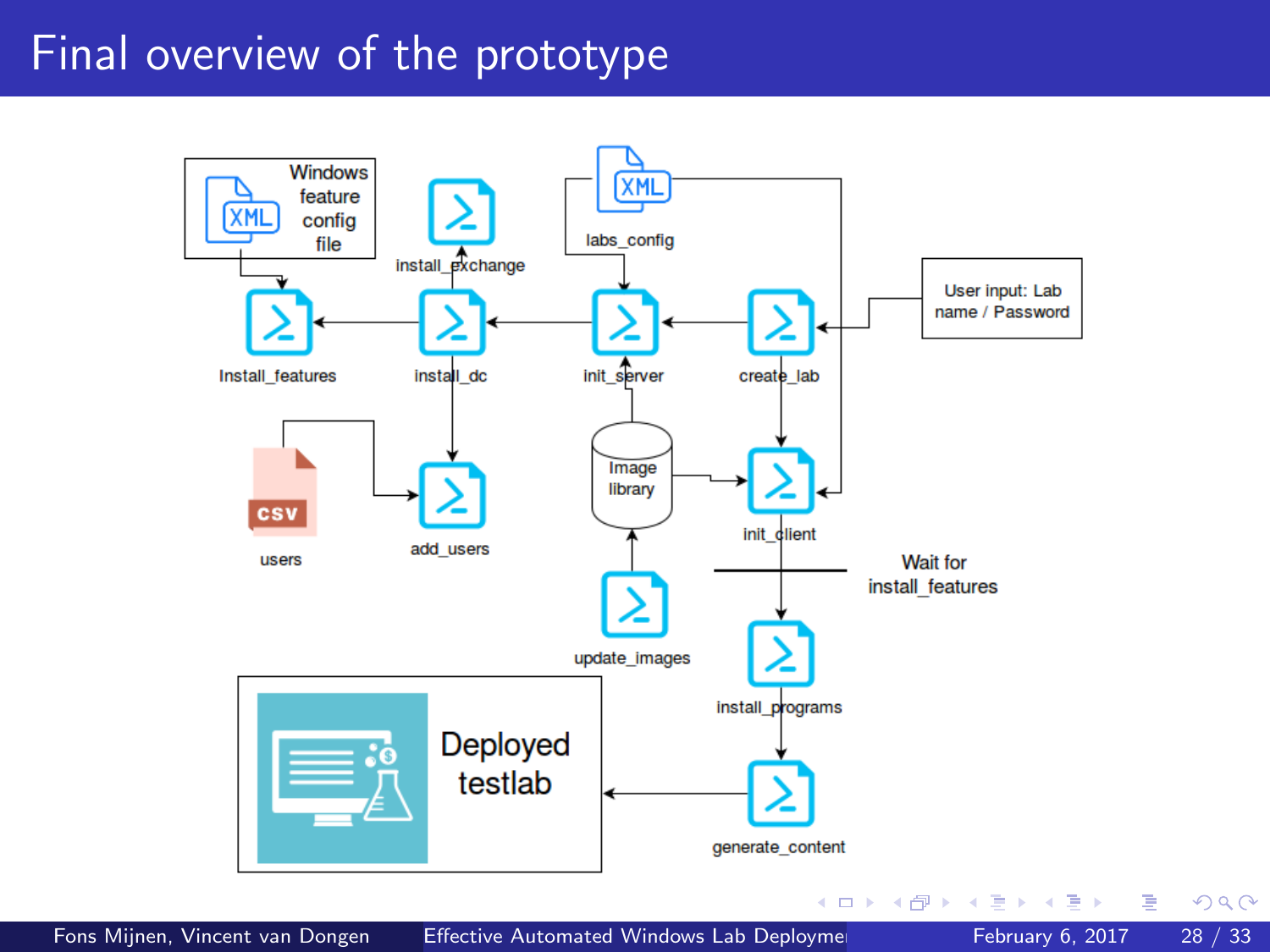# Final overview of the prototype

Windows feature config file

XML

install_exchange

labs_config

User input: Lab name / Password

Install_features

install_dc

init_server

create_lab

users

add_users

Image library

init_client

Wait for install_features

update_images

install_programs

Deployed testlab

generate_content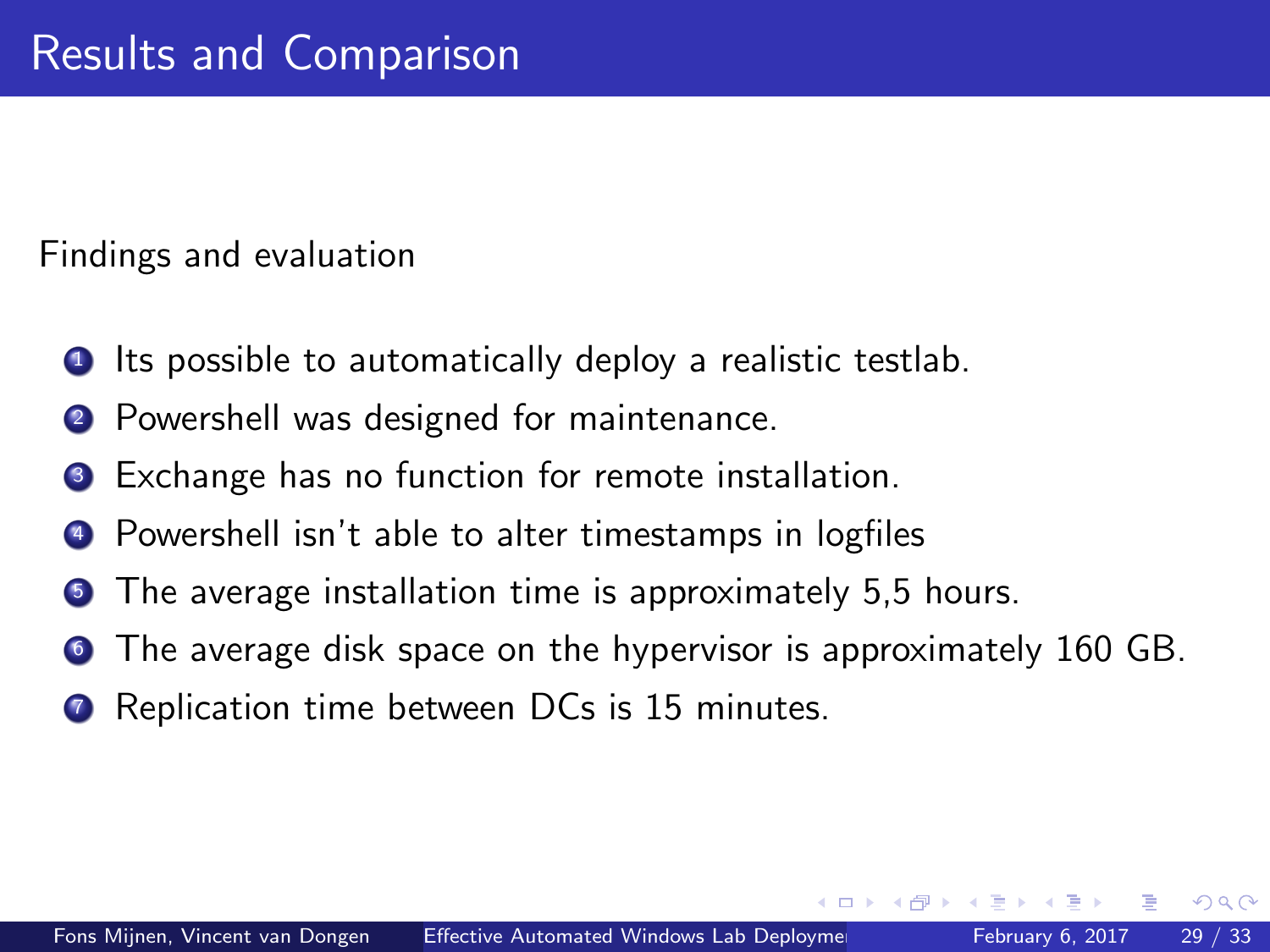# Results and Comparison

Findings and evaluation

1. Its possible to automatically deploy a realistic testlab.
2. Powershell was designed for maintenance.
3. Exchange has no function for remote installation.
4. Powershell isn't able to alter timestamps in logfiles
5. The average installation time is approximately 5,5 hours.
6. The average disk space on the hypervisor is approximately 160 GB.
7. Replication time between DCs is 15 minutes.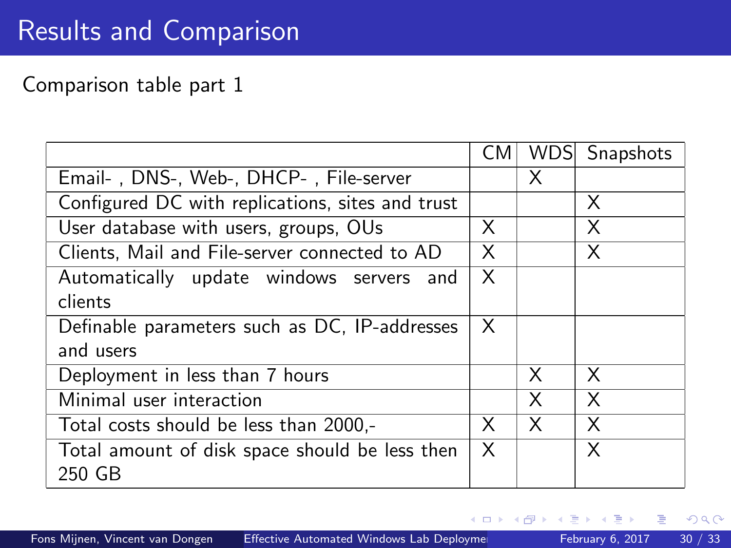# Results and Comparison

Comparison table part 1

| | CM | WDS | Snapshots |
|---|---|---|---|
| Email- , DNS-, Web-, DHCP- , File-server | | X | |
| Configured DC with replications, sites and trust | | | X |
| User database with users, groups, OUs | X | | X |
| Clients, Mail and File-server connected to AD | X | | X |
| Automatically update windows servers and clients | X | | |
| Definable parameters such as DC, IP-addresses and users | X | | |
| Deployment in less than 7 hours | | X | X |
| Minimal user interaction | | X | X |
| Total costs should be less than 2000,- | X | X | X |
| Total amount of disk space should be less then 250 GB | X | | X |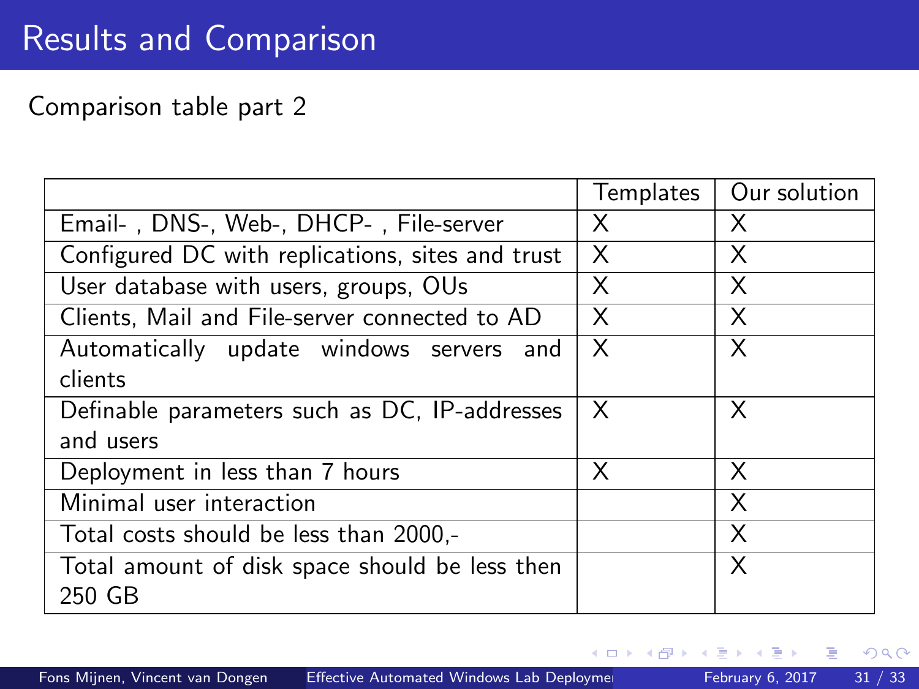## Results and Comparison

Comparison table part 2

| | Templates | Our solution |
|---|---|---|
| Email- , DNS-, Web-, DHCP- , File-server | X | X |
| Configured DC with replications, sites and trust | X | X |
| User database with users, groups, OUs | X | X |
| Clients, Mail and File-server connected to AD | X | X |
| Automatically update windows servers and clients | X | X |
| Definable parameters such as DC, IP-addresses and users | X | X |
| Deployment in less than 7 hours | X | X |
| Minimal user interaction | | X |
| Total costs should be less than 2000,- | | X |
| Total amount of disk space should be less then 250 GB | | X |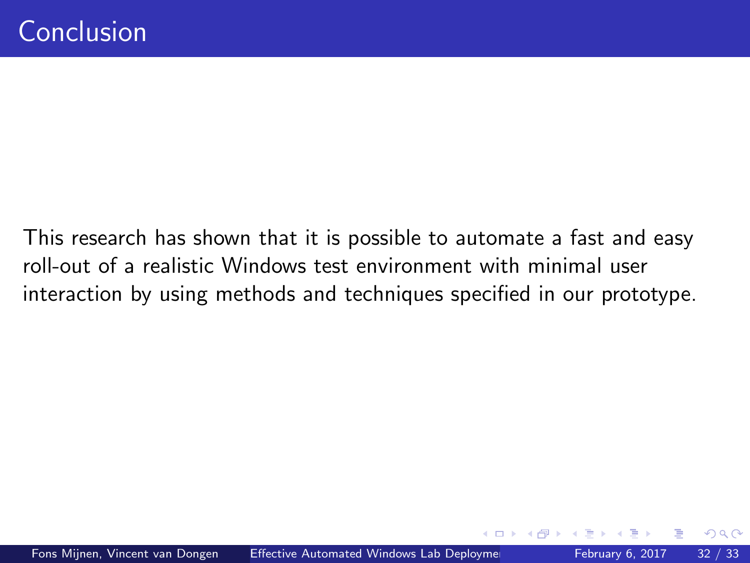# Conclusion

This research has shown that it is possible to automate a fast and easy roll-out of a realistic Windows test environment with minimal user interaction by using methods and techniques specified in our prototype.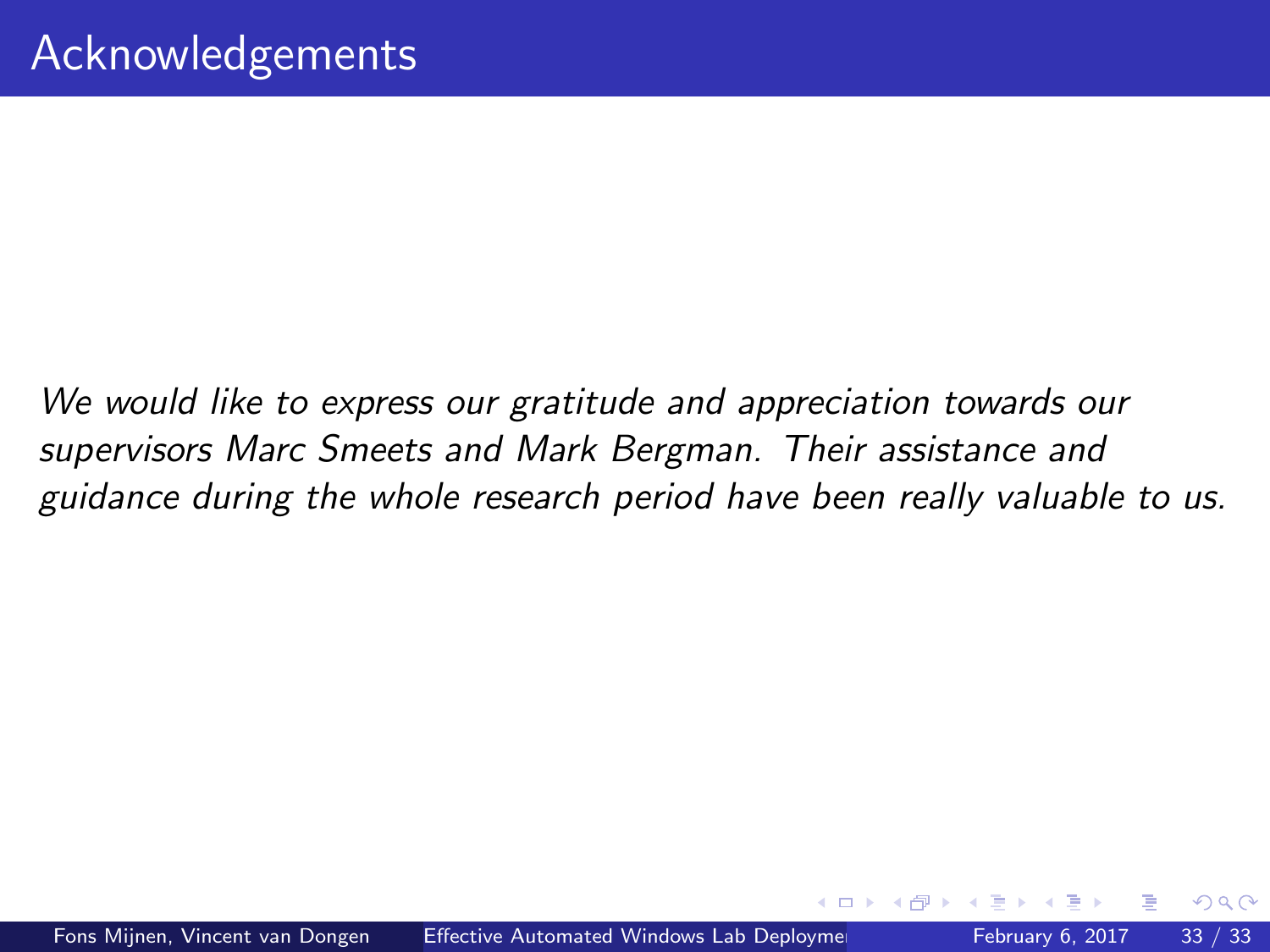# Acknowledgements

*We would like to express our gratitude and appreciation towards our supervisors Marc Smeets and Mark Bergman. Their assistance and guidance during the whole research period have been really valuable to us.*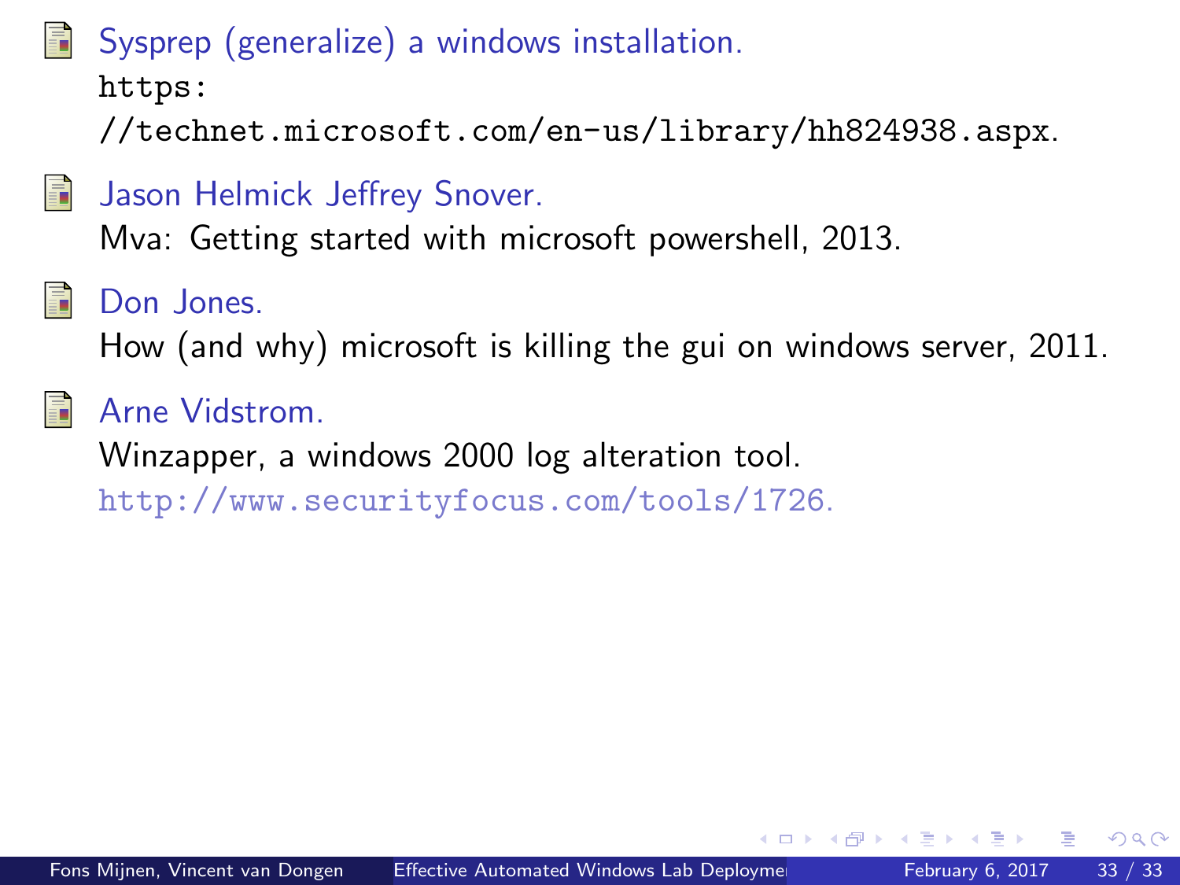- Sysprep (generalize) a windows installation.
  https://technet.microsoft.com/en-us/library/hh824938.aspx.

- Jason Helmick Jeffrey Snover.
  Mva: Getting started with microsoft powershell, 2013.

- Don Jones.
  How (and why) microsoft is killing the gui on windows server, 2011.

- Arne Vidstrom.
  Winzapper, a windows 2000 log alteration tool.
  http://www.securityfocus.com/tools/1726.